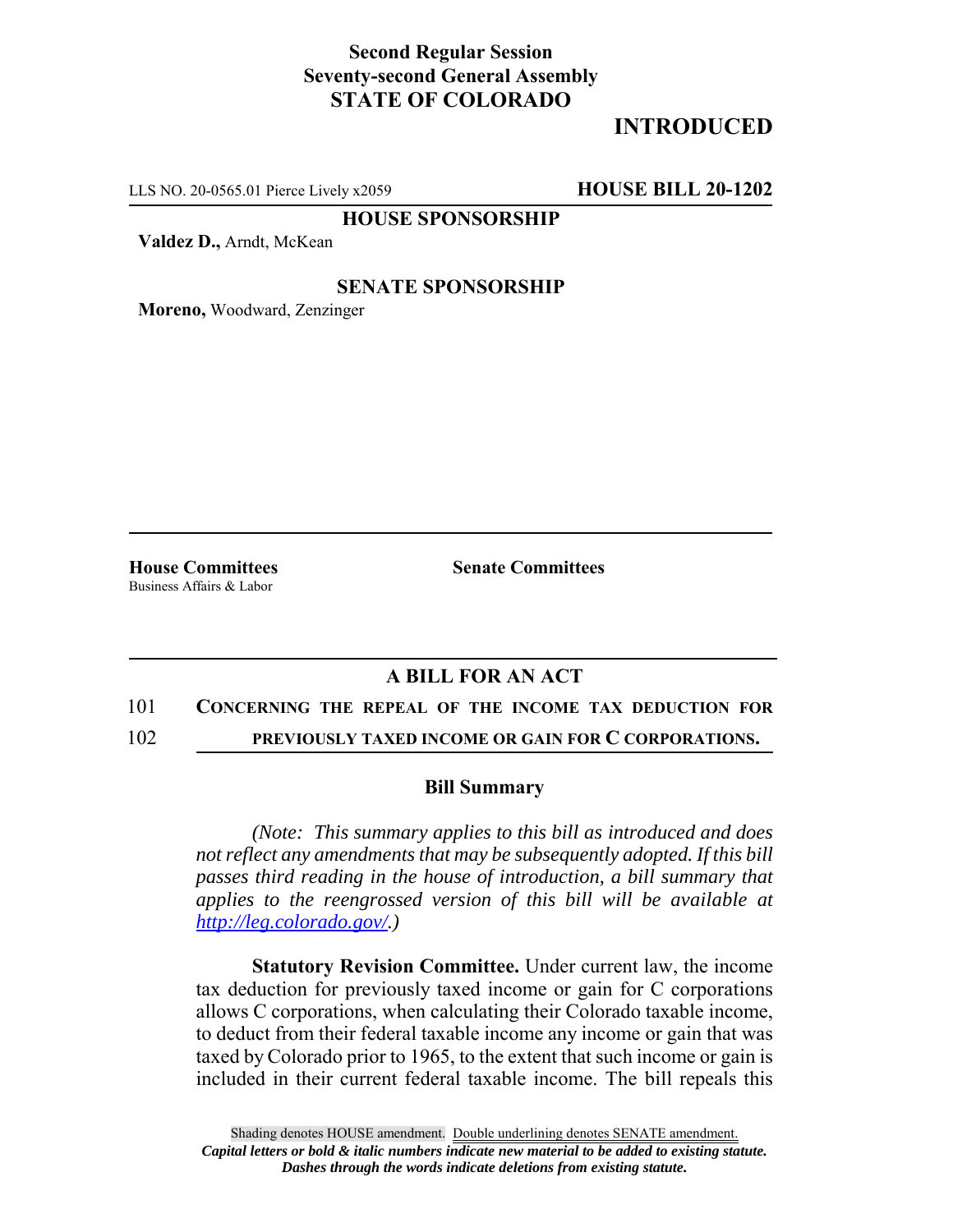**Second Regular Session**
**Seventy-second General Assembly**
**STATE OF COLORADO**

# INTRODUCED

LLS NO. 20-0565.01 Pierce Lively x2059 **HOUSE BILL 20-1202**

**HOUSE SPONSORSHIP**

**Valdez D.,** Arndt, McKean

**SENATE SPONSORSHIP**

**Moreno,** Woodward, Zenzinger

**House Committees**
Business Affairs & Labor

**Senate Committees**

## A BILL FOR AN ACT

101 **CONCERNING THE REPEAL OF THE INCOME TAX DEDUCTION FOR**
102 **PREVIOUSLY TAXED INCOME OR GAIN FOR C CORPORATIONS.**

### Bill Summary

*(Note: This summary applies to this bill as introduced and does not reflect any amendments that may be subsequently adopted. If this bill passes third reading in the house of introduction, a bill summary that applies to the reengrossed version of this bill will be available at http://leg.colorado.gov/.)*

**Statutory Revision Committee.** Under current law, the income tax deduction for previously taxed income or gain for C corporations allows C corporations, when calculating their Colorado taxable income, to deduct from their federal taxable income any income or gain that was taxed by Colorado prior to 1965, to the extent that such income or gain is included in their current federal taxable income. The bill repeals this

Shading denotes HOUSE amendment. Double underlining denotes SENATE amendment.
*Capital letters or bold & italic numbers indicate new material to be added to existing statute.*
*Dashes through the words indicate deletions from existing statute.*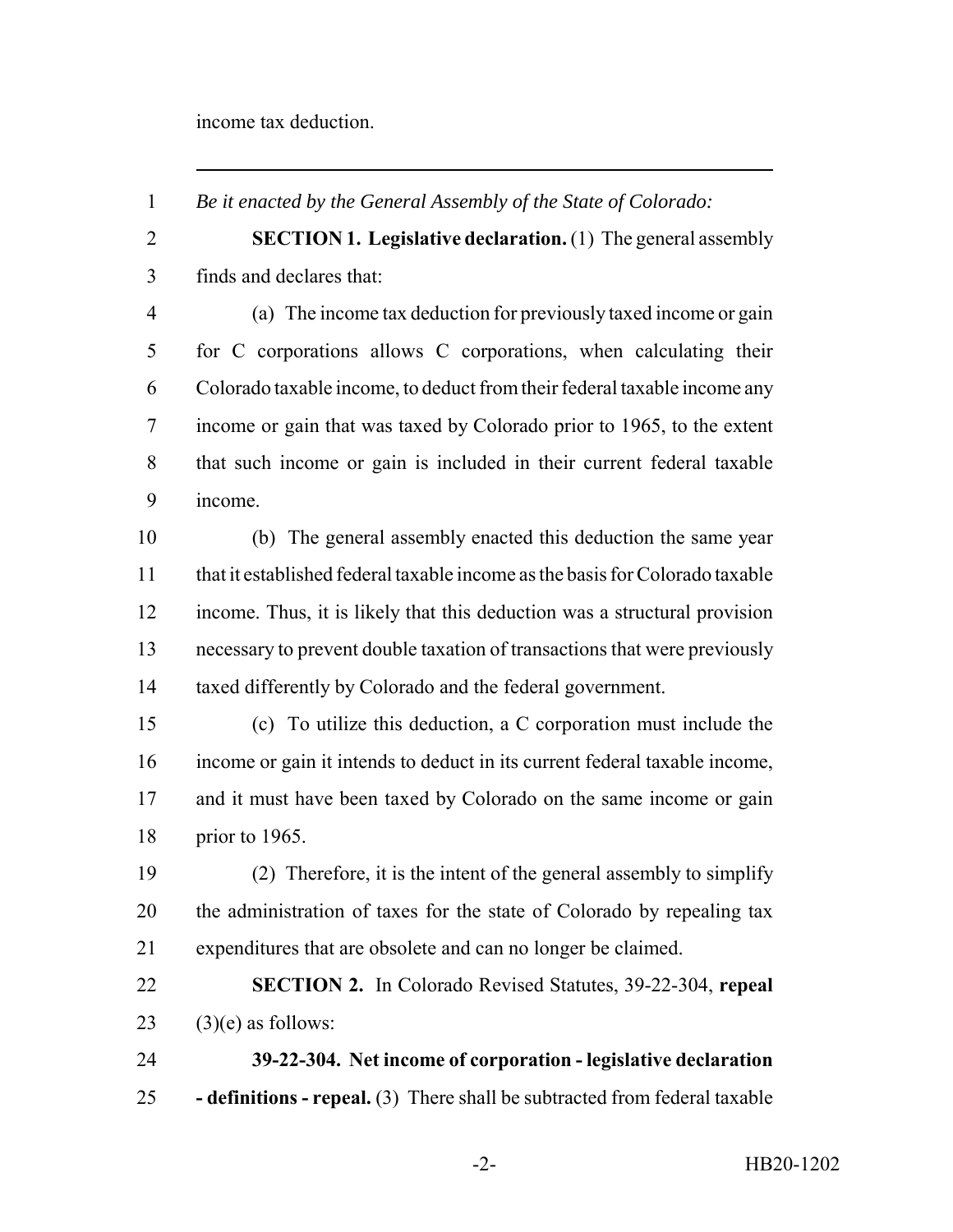income tax deduction.

---

*Be it enacted by the General Assembly of the State of Colorado:*

**SECTION 1. Legislative declaration.** (1) The general assembly finds and declares that:

(a) The income tax deduction for previously taxed income or gain for C corporations allows C corporations, when calculating their Colorado taxable income, to deduct from their federal taxable income any income or gain that was taxed by Colorado prior to 1965, to the extent that such income or gain is included in their current federal taxable income.

(b) The general assembly enacted this deduction the same year that it established federal taxable income as the basis for Colorado taxable income. Thus, it is likely that this deduction was a structural provision necessary to prevent double taxation of transactions that were previously taxed differently by Colorado and the federal government.

(c) To utilize this deduction, a C corporation must include the income or gain it intends to deduct in its current federal taxable income, and it must have been taxed by Colorado on the same income or gain prior to 1965.

(2) Therefore, it is the intent of the general assembly to simplify the administration of taxes for the state of Colorado by repealing tax expenditures that are obsolete and can no longer be claimed.

**SECTION 2.** In Colorado Revised Statutes, 39-22-304, **repeal** (3)(e) as follows:

**39-22-304. Net income of corporation - legislative declaration - definitions - repeal.** (3) There shall be subtracted from federal taxable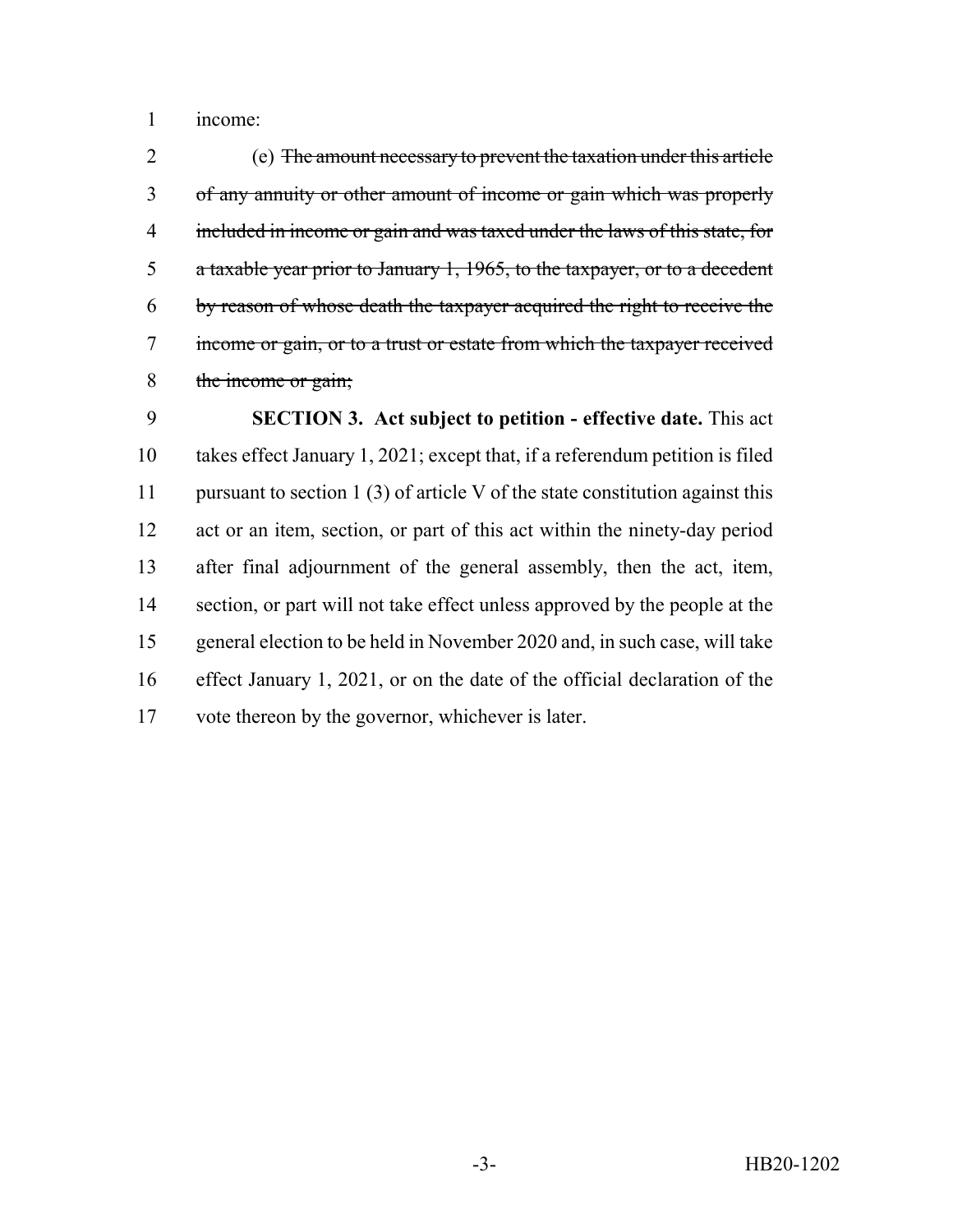income:

(e) ~~The amount necessary to prevent the taxation under this article of any annuity or other amount of income or gain which was properly included in income or gain and was taxed under the laws of this state, for a taxable year prior to January 1, 1965, to the taxpayer, or to a decedent by reason of whose death the taxpayer acquired the right to receive the income or gain, or to a trust or estate from which the taxpayer received the income or gain;~~

**SECTION 3. Act subject to petition - effective date.** This act takes effect January 1, 2021; except that, if a referendum petition is filed pursuant to section 1 (3) of article V of the state constitution against this act or an item, section, or part of this act within the ninety-day period after final adjournment of the general assembly, then the act, item, section, or part will not take effect unless approved by the people at the general election to be held in November 2020 and, in such case, will take effect January 1, 2021, or on the date of the official declaration of the vote thereon by the governor, whichever is later.